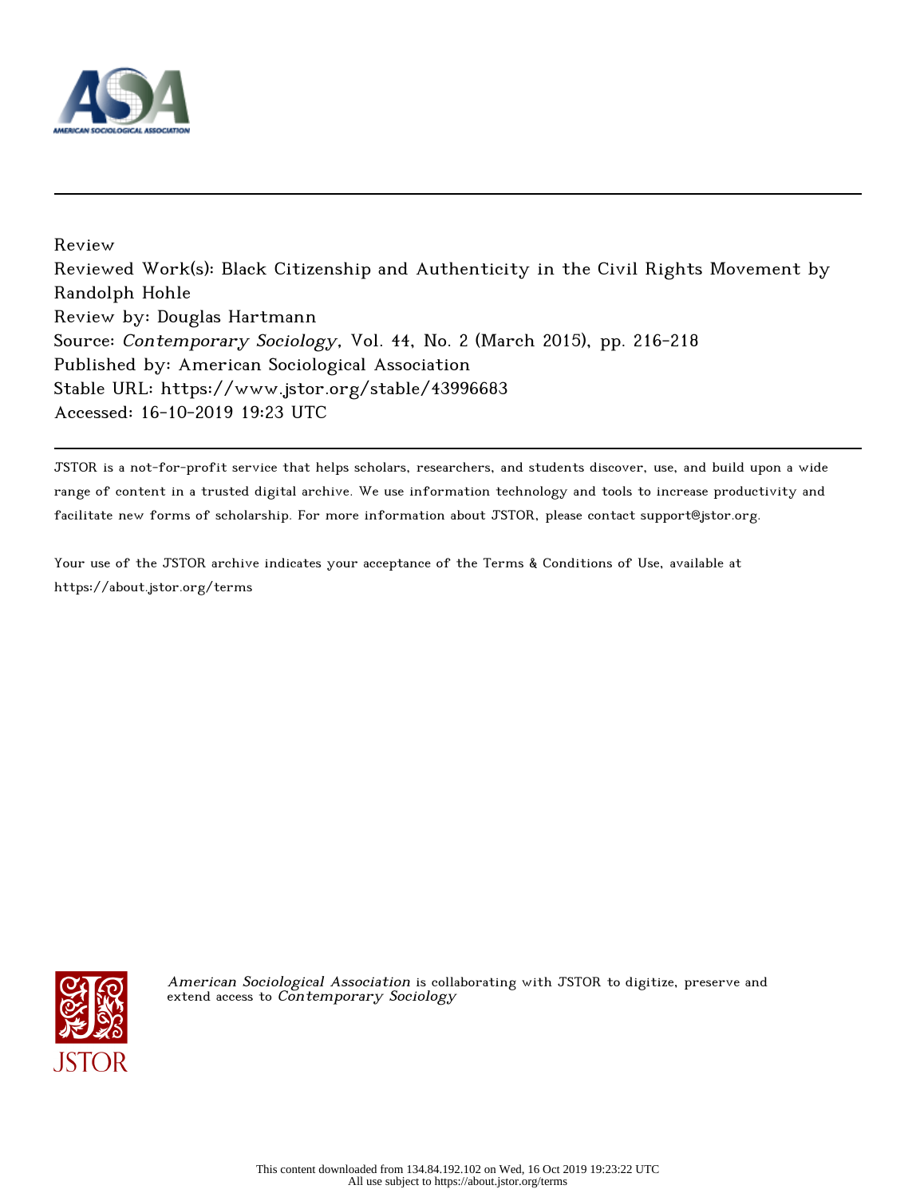Review

Reviewed Work(s): Black Citizenship and Authenticity in the Civil Rights Movement by Randolph Hohle

Review by: Douglas Hartmann

Source: *Contemporary Sociology*, Vol. 44, No. 2 (March 2015), pp. 216-218

Published by: American Sociological Association

Stable URL: https://www.jstor.org/stable/43996683

Accessed: 16-10-2019 19:23 UTC

---

JSTOR is a not-for-profit service that helps scholars, researchers, and students discover, use, and build upon a wide range of content in a trusted digital archive. We use information technology and tools to increase productivity and facilitate new forms of scholarship. For more information about JSTOR, please contact support@jstor.org.

Your use of the JSTOR archive indicates your acceptance of the Terms & Conditions of Use, available at https://about.jstor.org/terms

*American Sociological Association* is collaborating with JSTOR to digitize, preserve and extend access to *Contemporary Sociology*

This content downloaded from 134.84.192.102 on Wed, 16 Oct 2019 19:23:22 UTC
All use subject to https://about.jstor.org/terms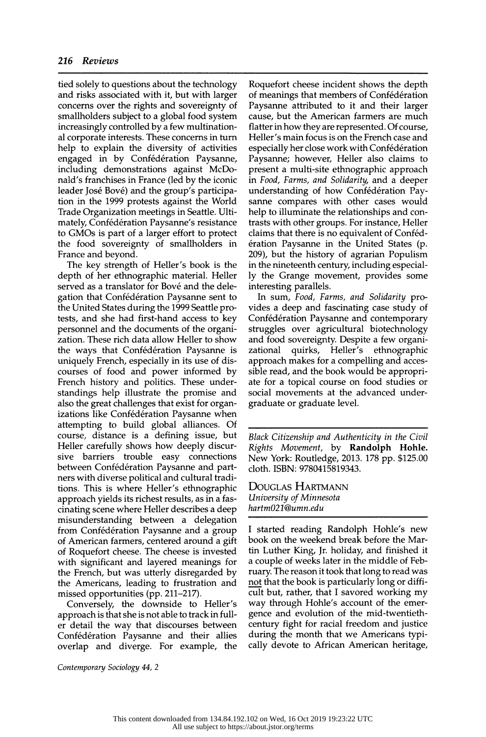tied solely to questions about the technology and risks associated with it, but with larger concerns over the rights and sovereignty of smallholders subject to a global food system increasingly controlled by a few multinational corporate interests. These concerns in turn help to explain the diversity of activities engaged in by Confédération Paysanne, including demonstrations against McDonald's franchises in France (led by the iconic leader José Bové) and the group's participation in the 1999 protests against the World Trade Organization meetings in Seattle. Ultimately, Confédération Paysanne's resistance to GMOs is part of a larger effort to protect the food sovereignty of smallholders in France and beyond.

The key strength of Heller's book is the depth of her ethnographic material. Heller served as a translator for Bové and the delegation that Confédération Paysanne sent to the United States during the 1999 Seattle protests, and she had first-hand access to key personnel and the documents of the organization. These rich data allow Heller to show the ways that Confédération Paysanne is uniquely French, especially in its use of discourses of food and power informed by French history and politics. These understandings help illustrate the promise and also the great challenges that exist for organizations like Confédération Paysanne when attempting to build global alliances. Of course, distance is a defining issue, but Heller carefully shows how deeply discursive barriers trouble easy connections between Confédération Paysanne and partners with diverse political and cultural traditions. This is where Heller's ethnographic approach yields its richest results, as in a fascinating scene where Heller describes a deep misunderstanding between a delegation from Confédération Paysanne and a group of American farmers, centered around a gift of Roquefort cheese. The cheese is invested with significant and layered meanings for the French, but was utterly disregarded by the Americans, leading to frustration and missed opportunities (pp. 211–217).

Conversely, the downside to Heller's approach is that she is not able to track in fuller detail the way that discourses between Confédération Paysanne and their allies overlap and diverge. For example, the Roquefort cheese incident shows the depth of meanings that members of Confédération Paysanne attributed to it and their larger cause, but the American farmers are much flatter in how they are represented. Of course, Heller's main focus is on the French case and especially her close work with Confédération Paysanne; however, Heller also claims to present a multi-site ethnographic approach in *Food, Farms, and Solidarity*, and a deeper understanding of how Confédération Paysanne compares with other cases would help to illuminate the relationships and contrasts with other groups. For instance, Heller claims that there is no equivalent of Confédération Paysanne in the United States (p. 209), but the history of agrarian Populism in the nineteenth century, including especially the Grange movement, provides some interesting parallels.

In sum, *Food, Farms, and Solidarity* provides a deep and fascinating case study of Confédération Paysanne and contemporary struggles over agricultural biotechnology and food sovereignty. Despite a few organizational quirks, Heller's ethnographic approach makes for a compelling and accessible read, and the book would be appropriate for a topical course on food studies or social movements at the advanced undergraduate or graduate level.

---

*Black Citizenship and Authenticity in the Civil Rights Movement*, by **Randolph Hohle.** New York: Routledge, 2013. 178 pp. $125.00 cloth. ISBN: 9780415819343.

Douglas Hartmann
*University of Minnesota*
*hartm021@umn.edu*

---

I started reading Randolph Hohle's new book on the weekend break before the Martin Luther King, Jr. holiday, and finished it a couple of weeks later in the middle of February. The reason it took that long to read was not that the book is particularly long or difficult but, rather, that I savored working my way through Hohle's account of the emergence and evolution of the mid-twentieth-century fight for racial freedom and justice during the month that we Americans typically devote to African American heritage,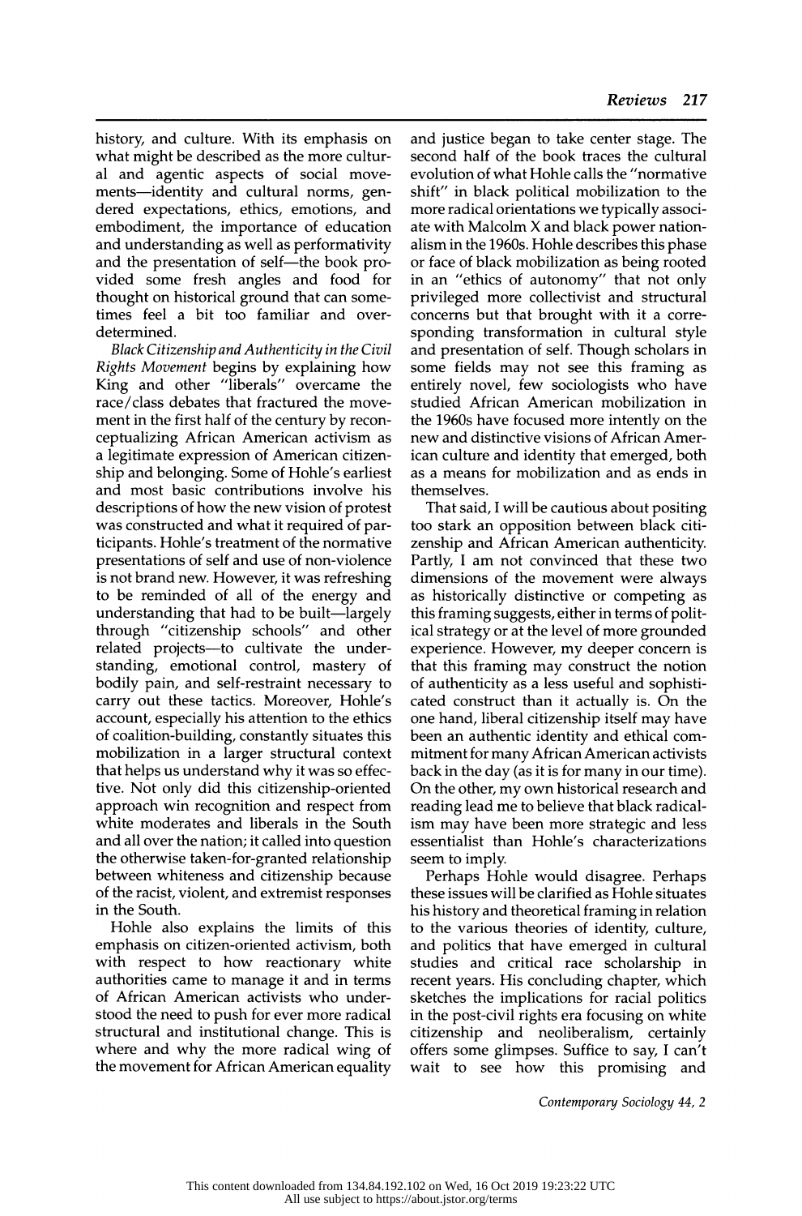history, and culture. With its emphasis on what might be described as the more cultural and agentic aspects of social movements—identity and cultural norms, gendered expectations, ethics, emotions, and embodiment, the importance of education and understanding as well as performativity and the presentation of self—the book provided some fresh angles and food for thought on historical ground that can sometimes feel a bit too familiar and overdetermined.

*Black Citizenship and Authenticity in the Civil Rights Movement* begins by explaining how King and other "liberals" overcame the race/class debates that fractured the movement in the first half of the century by reconceptualizing African American activism as a legitimate expression of American citizenship and belonging. Some of Hohle's earliest and most basic contributions involve his descriptions of how the new vision of protest was constructed and what it required of participants. Hohle's treatment of the normative presentations of self and use of non-violence is not brand new. However, it was refreshing to be reminded of all of the energy and understanding that had to be built—largely through "citizenship schools" and other related projects—to cultivate the understanding, emotional control, mastery of bodily pain, and self-restraint necessary to carry out these tactics. Moreover, Hohle's account, especially his attention to the ethics of coalition-building, constantly situates this mobilization in a larger structural context that helps us understand why it was so effective. Not only did this citizenship-oriented approach win recognition and respect from white moderates and liberals in the South and all over the nation; it called into question the otherwise taken-for-granted relationship between whiteness and citizenship because of the racist, violent, and extremist responses in the South.

Hohle also explains the limits of this emphasis on citizen-oriented activism, both with respect to how reactionary white authorities came to manage it and in terms of African American activists who understood the need to push for ever more radical structural and institutional change. This is where and why the more radical wing of the movement for African American equality and justice began to take center stage. The second half of the book traces the cultural evolution of what Hohle calls the "normative shift" in black political mobilization to the more radical orientations we typically associate with Malcolm X and black power nationalism in the 1960s. Hohle describes this phase or face of black mobilization as being rooted in an "ethics of autonomy" that not only privileged more collectivist and structural concerns but that brought with it a corresponding transformation in cultural style and presentation of self. Though scholars in some fields may not see this framing as entirely novel, few sociologists who have studied African American mobilization in the 1960s have focused more intently on the new and distinctive visions of African American culture and identity that emerged, both as a means for mobilization and as ends in themselves.

That said, I will be cautious about positing too stark an opposition between black citizenship and African American authenticity. Partly, I am not convinced that these two dimensions of the movement were always as historically distinctive or competing as this framing suggests, either in terms of political strategy or at the level of more grounded experience. However, my deeper concern is that this framing may construct the notion of authenticity as a less useful and sophisticated construct than it actually is. On the one hand, liberal citizenship itself may have been an authentic identity and ethical commitment for many African American activists back in the day (as it is for many in our time). On the other, my own historical research and reading lead me to believe that black radicalism may have been more strategic and less essentialist than Hohle's characterizations seem to imply.

Perhaps Hohle would disagree. Perhaps these issues will be clarified as Hohle situates his history and theoretical framing in relation to the various theories of identity, culture, and politics that have emerged in cultural studies and critical race scholarship in recent years. His concluding chapter, which sketches the implications for racial politics in the post-civil rights era focusing on white citizenship and neoliberalism, certainly offers some glimpses. Suffice to say, I can't wait to see how this promising and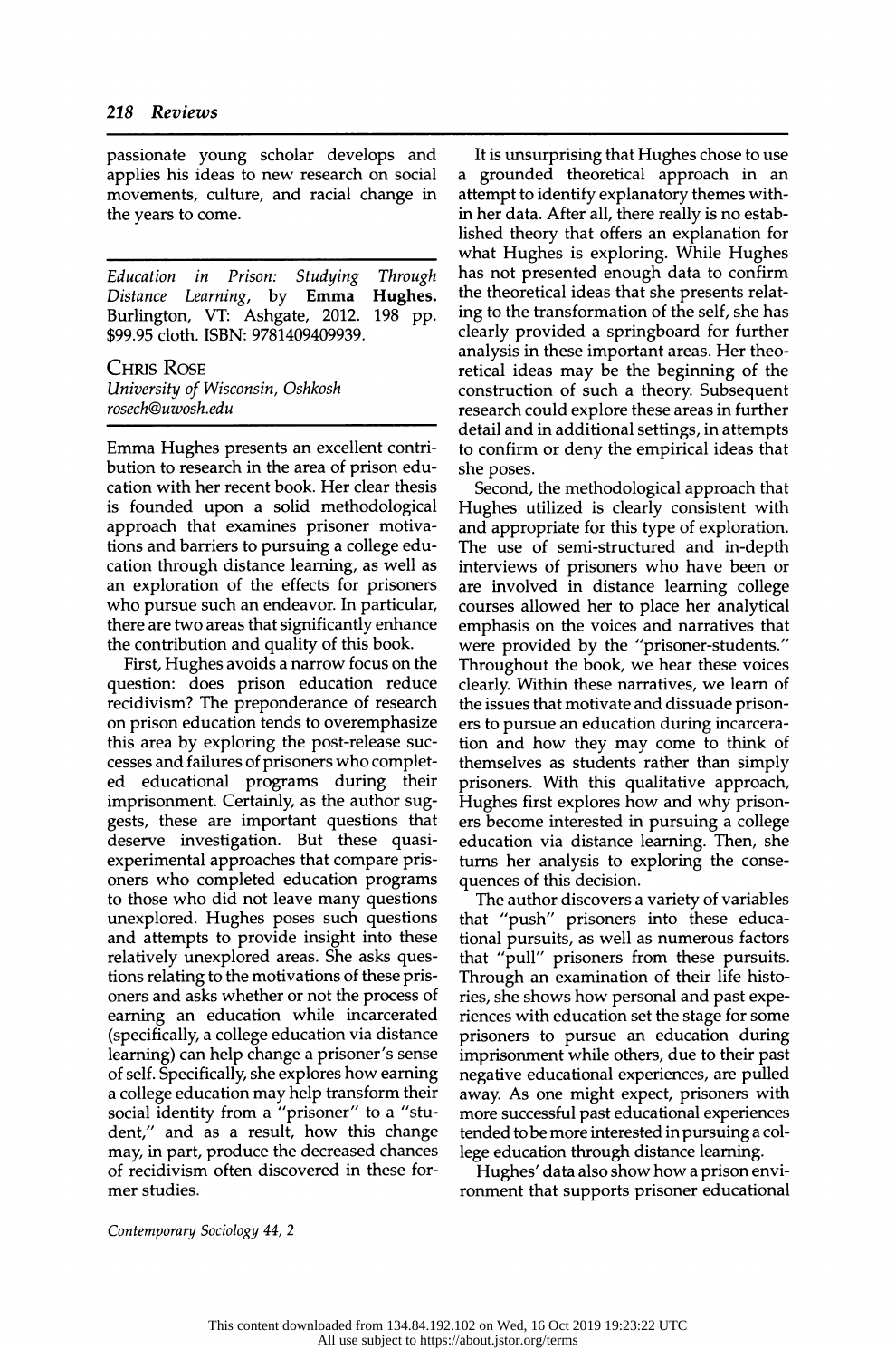passionate young scholar develops and applies his ideas to new research on social movements, culture, and racial change in the years to come.

---

*Education in Prison: Studying Through Distance Learning*, by **Emma Hughes.** Burlington, VT: Ashgate, 2012. 198 pp. $99.95 cloth. ISBN: 9781409409939.

CHRIS ROSE
*University of Wisconsin, Oshkosh*
*rosech@uwosh.edu*

---

Emma Hughes presents an excellent contribution to research in the area of prison education with her recent book. Her clear thesis is founded upon a solid methodological approach that examines prisoner motivations and barriers to pursuing a college education through distance learning, as well as an exploration of the effects for prisoners who pursue such an endeavor. In particular, there are two areas that significantly enhance the contribution and quality of this book.

First, Hughes avoids a narrow focus on the question: does prison education reduce recidivism? The preponderance of research on prison education tends to overemphasize this area by exploring the post-release successes and failures of prisoners who completed educational programs during their imprisonment. Certainly, as the author suggests, these are important questions that deserve investigation. But these quasi-experimental approaches that compare prisoners who completed education programs to those who did not leave many questions unexplored. Hughes poses such questions and attempts to provide insight into these relatively unexplored areas. She asks questions relating to the motivations of these prisoners and asks whether or not the process of earning an education while incarcerated (specifically, a college education via distance learning) can help change a prisoner's sense of self. Specifically, she explores how earning a college education may help transform their social identity from a "prisoner" to a "student," and as a result, how this change may, in part, produce the decreased chances of recidivism often discovered in these former studies.

It is unsurprising that Hughes chose to use a grounded theoretical approach in an attempt to identify explanatory themes within her data. After all, there really is no established theory that offers an explanation for what Hughes is exploring. While Hughes has not presented enough data to confirm the theoretical ideas that she presents relating to the transformation of the self, she has clearly provided a springboard for further analysis in these important areas. Her theoretical ideas may be the beginning of the construction of such a theory. Subsequent research could explore these areas in further detail and in additional settings, in attempts to confirm or deny the empirical ideas that she poses.

Second, the methodological approach that Hughes utilized is clearly consistent with and appropriate for this type of exploration. The use of semi-structured and in-depth interviews of prisoners who have been or are involved in distance learning college courses allowed her to place her analytical emphasis on the voices and narratives that were provided by the "prisoner-students." Throughout the book, we hear these voices clearly. Within these narratives, we learn of the issues that motivate and dissuade prisoners to pursue an education during incarceration and how they may come to think of themselves as students rather than simply prisoners. With this qualitative approach, Hughes first explores how and why prisoners become interested in pursuing a college education via distance learning. Then, she turns her analysis to exploring the consequences of this decision.

The author discovers a variety of variables that "push" prisoners into these educational pursuits, as well as numerous factors that "pull" prisoners from these pursuits. Through an examination of their life histories, she shows how personal and past experiences with education set the stage for some prisoners to pursue an education during imprisonment while others, due to their past negative educational experiences, are pulled away. As one might expect, prisoners with more successful past educational experiences tended to be more interested in pursuing a college education through distance learning.

Hughes' data also show how a prison environment that supports prisoner educational